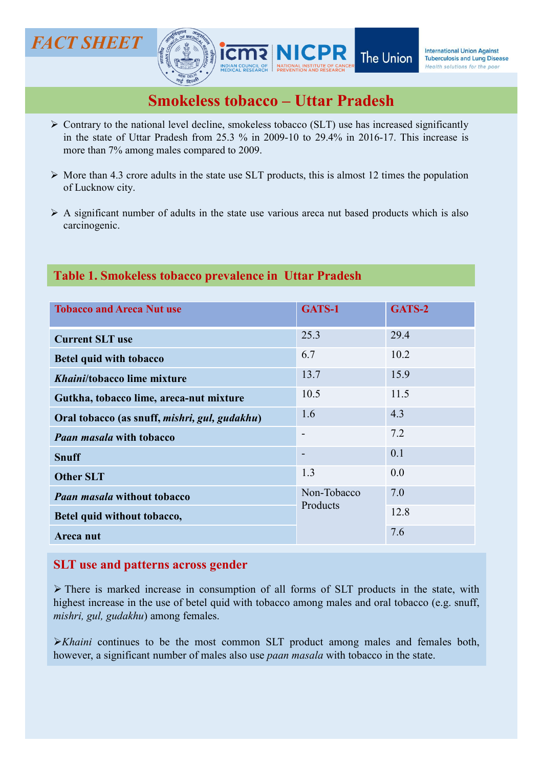FACT SHEET

ICMR | NICPR (National Institute of Cancer Prevention and Research) | The Union (International Union Against Tuberculosis and Lung Disease — Health solutions for the poor)

# Smokeless tobacco – Uttar Pradesh

- Contrary to the national level decline, smokeless tobacco (SLT) use has increased significantly in the state of Uttar Pradesh from 25.3 % in 2009-10 to 29.4% in 2016-17. This increase is more than 7% among males compared to 2009.
- More than 4.3 crore adults in the state use SLT products, this is almost 12 times the population of Lucknow city.
- A significant number of adults in the state use various areca nut based products which is also carcinogenic.

## Table 1. Smokeless tobacco prevalence in Uttar Pradesh

| Tobacco and Areca Nut use | GATS-1 | GATS-2 |
|---|---|---|
| **Current SLT use** | 25.3 | 29.4 |
| **Betel quid with tobacco** | 6.7 | 10.2 |
| ***Khaini*/tobacco lime mixture** | 13.7 | 15.9 |
| **Gutkha, tobacco lime, areca-nut mixture** | 10.5 | 11.5 |
| **Oral tobacco (as snuff, *mishri, gul, gudakhu*)** | 1.6 | 4.3 |
| ***Paan masala* with tobacco** | - | 7.2 |
| **Snuff** | - | 0.1 |
| **Other SLT** | 1.3 | 0.0 |
| ***Paan masala* without tobacco** | Non-Tobacco Products | 7.0 |
| **Betel quid without tobacco,** | | 12.8 |
| **Areca nut** | | 7.6 |

## SLT use and patterns across gender

- There is marked increase in consumption of all forms of SLT products in the state, with highest increase in the use of betel quid with tobacco among males and oral tobacco (e.g. snuff, *mishri, gul, gudakhu*) among females.
- *Khaini* continues to be the most common SLT product among males and females both, however, a significant number of males also use *paan masala* with tobacco in the state.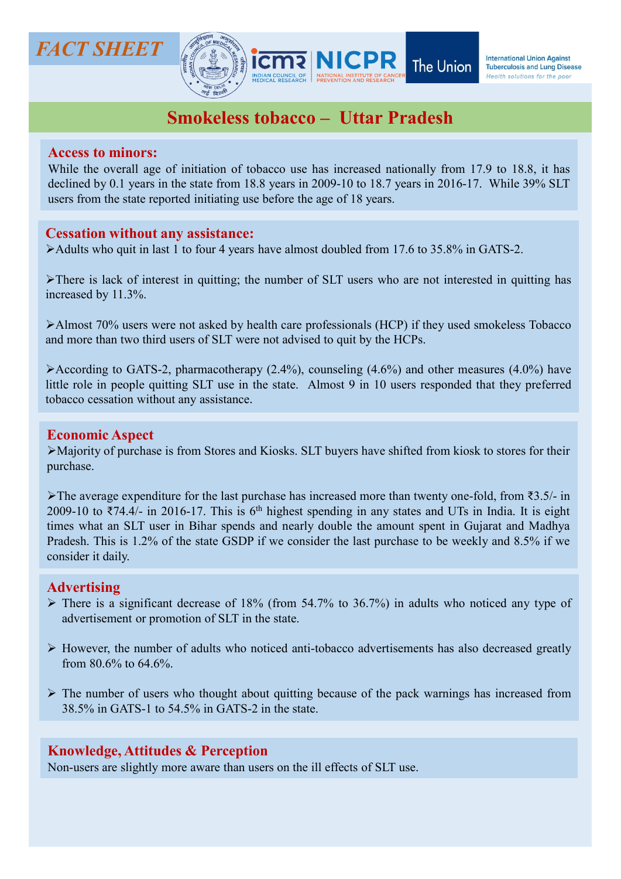FACT SHEET

ICMR | NICPR | The Union — International Union Against Tuberculosis and Lung Disease — Health solutions for the poor

# Smokeless tobacco – Uttar Pradesh

## Access to minors:

While the overall age of initiation of tobacco use has increased nationally from 17.9 to 18.8, it has declined by 0.1 years in the state from 18.8 years in 2009-10 to 18.7 years in 2016-17. While 39% SLT users from the state reported initiating use before the age of 18 years.

## Cessation without any assistance:

- Adults who quit in last 1 to four 4 years have almost doubled from 17.6 to 35.8% in GATS-2.
- There is lack of interest in quitting; the number of SLT users who are not interested in quitting has increased by 11.3%.
- Almost 70% users were not asked by health care professionals (HCP) if they used smokeless Tobacco and more than two third users of SLT were not advised to quit by the HCPs.
- According to GATS-2, pharmacotherapy (2.4%), counseling (4.6%) and other measures (4.0%) have little role in people quitting SLT use in the state. Almost 9 in 10 users responded that they preferred tobacco cessation without any assistance.

## Economic Aspect

- Majority of purchase is from Stores and Kiosks. SLT buyers have shifted from kiosk to stores for their purchase.
- The average expenditure for the last purchase has increased more than twenty one-fold, from ₹3.5/- in 2009-10 to ₹74.4/- in 2016-17. This is 6th highest spending in any states and UTs in India. It is eight times what an SLT user in Bihar spends and nearly double the amount spent in Gujarat and Madhya Pradesh. This is 1.2% of the state GSDP if we consider the last purchase to be weekly and 8.5% if we consider it daily.

## Advertising

- There is a significant decrease of 18% (from 54.7% to 36.7%) in adults who noticed any type of advertisement or promotion of SLT in the state.
- However, the number of adults who noticed anti-tobacco advertisements has also decreased greatly from 80.6% to 64.6%.
- The number of users who thought about quitting because of the pack warnings has increased from 38.5% in GATS-1 to 54.5% in GATS-2 in the state.

## Knowledge, Attitudes & Perception

Non-users are slightly more aware than users on the ill effects of SLT use.